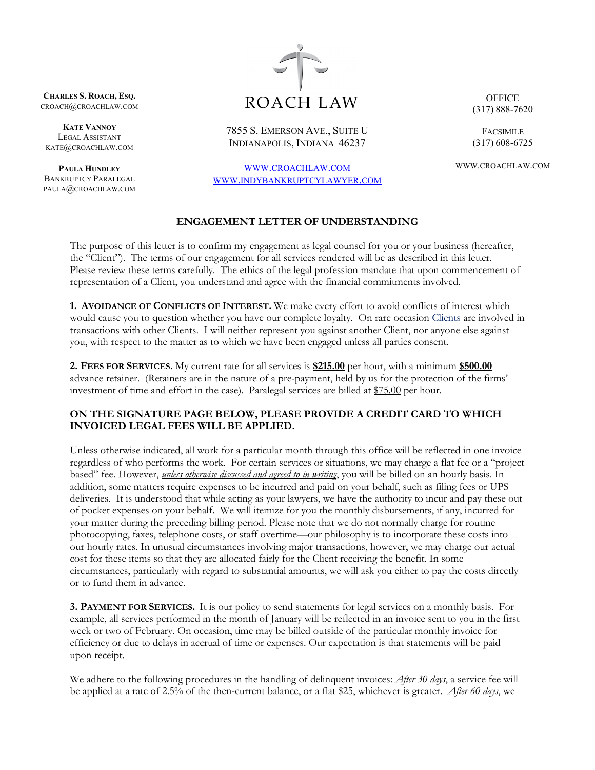**CHARLES S. ROACH, ESQ.**
CROACH@CROACHLAW.COM

**KATE VANNOY**
LEGAL ASSISTANT
KATE@CROACHLAW.COM

**PAULA HUNDLEY**
BANKRUPTCY PARALEGAL
PAULA@CROACHLAW.COM

ROACH LAW

7855 S. EMERSON AVE., SUITE U
INDIANAPOLIS, INDIANA 46237

WWW.CROACHLAW.COM
WWW.INDYBANKRUPTCYLAWYER.COM

OFFICE
(317) 888-7620

FACSIMILE
(317) 608-6725

WWW.CROACHLAW.COM

## ENGAGEMENT LETTER OF UNDERSTANDING

The purpose of this letter is to confirm my engagement as legal counsel for you or your business (hereafter, the "Client"). The terms of our engagement for all services rendered will be as described in this letter. Please review these terms carefully. The ethics of the legal profession mandate that upon commencement of representation of a Client, you understand and agree with the financial commitments involved.

**1. AVOIDANCE OF CONFLICTS OF INTEREST.** We make every effort to avoid conflicts of interest which would cause you to question whether you have our complete loyalty. On rare occasion Clients are involved in transactions with other Clients. I will neither represent you against another Client, nor anyone else against you, with respect to the matter as to which we have been engaged unless all parties consent.

**2. FEES FOR SERVICES.** My current rate for all services is **$215.00** per hour, with a minimum **$500.00** advance retainer. (Retainers are in the nature of a pre-payment, held by us for the protection of the firms' investment of time and effort in the case). Paralegal services are billed at $75.00 per hour.

**ON THE SIGNATURE PAGE BELOW, PLEASE PROVIDE A CREDIT CARD TO WHICH INVOICED LEGAL FEES WILL BE APPLIED.**

Unless otherwise indicated, all work for a particular month through this office will be reflected in one invoice regardless of who performs the work. For certain services or situations, we may charge a flat fee or a "project based" fee. However, *unless otherwise discussed and agreed to in writing*, you will be billed on an hourly basis. In addition, some matters require expenses to be incurred and paid on your behalf, such as filing fees or UPS deliveries. It is understood that while acting as your lawyers, we have the authority to incur and pay these out of pocket expenses on your behalf. We will itemize for you the monthly disbursements, if any, incurred for your matter during the preceding billing period. Please note that we do not normally charge for routine photocopying, faxes, telephone costs, or staff overtime—our philosophy is to incorporate these costs into our hourly rates. In unusual circumstances involving major transactions, however, we may charge our actual cost for these items so that they are allocated fairly for the Client receiving the benefit. In some circumstances, particularly with regard to substantial amounts, we will ask you either to pay the costs directly or to fund them in advance.

**3. PAYMENT FOR SERVICES.** It is our policy to send statements for legal services on a monthly basis. For example, all services performed in the month of January will be reflected in an invoice sent to you in the first week or two of February. On occasion, time may be billed outside of the particular monthly invoice for efficiency or due to delays in accrual of time or expenses. Our expectation is that statements will be paid upon receipt.

We adhere to the following procedures in the handling of delinquent invoices: *After 30 days*, a service fee will be applied at a rate of 2.5% of the then-current balance, or a flat $25, whichever is greater. *After 60 days*, we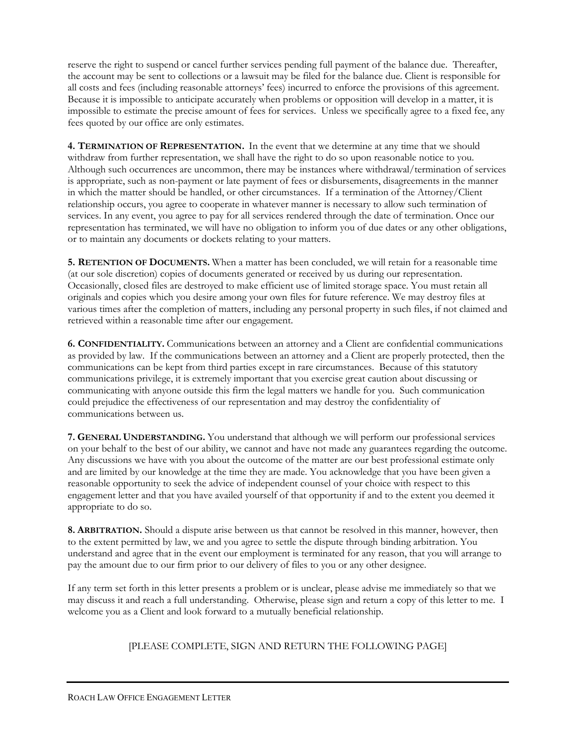reserve the right to suspend or cancel further services pending full payment of the balance due. Thereafter, the account may be sent to collections or a lawsuit may be filed for the balance due. Client is responsible for all costs and fees (including reasonable attorneys' fees) incurred to enforce the provisions of this agreement. Because it is impossible to anticipate accurately when problems or opposition will develop in a matter, it is impossible to estimate the precise amount of fees for services. Unless we specifically agree to a fixed fee, any fees quoted by our office are only estimates.

**4. TERMINATION OF REPRESENTATION.** In the event that we determine at any time that we should withdraw from further representation, we shall have the right to do so upon reasonable notice to you. Although such occurrences are uncommon, there may be instances where withdrawal/termination of services is appropriate, such as non-payment or late payment of fees or disbursements, disagreements in the manner in which the matter should be handled, or other circumstances. If a termination of the Attorney/Client relationship occurs, you agree to cooperate in whatever manner is necessary to allow such termination of services. In any event, you agree to pay for all services rendered through the date of termination. Once our representation has terminated, we will have no obligation to inform you of due dates or any other obligations, or to maintain any documents or dockets relating to your matters.

**5. RETENTION OF DOCUMENTS.** When a matter has been concluded, we will retain for a reasonable time (at our sole discretion) copies of documents generated or received by us during our representation. Occasionally, closed files are destroyed to make efficient use of limited storage space. You must retain all originals and copies which you desire among your own files for future reference. We may destroy files at various times after the completion of matters, including any personal property in such files, if not claimed and retrieved within a reasonable time after our engagement.

**6. CONFIDENTIALITY.** Communications between an attorney and a Client are confidential communications as provided by law. If the communications between an attorney and a Client are properly protected, then the communications can be kept from third parties except in rare circumstances. Because of this statutory communications privilege, it is extremely important that you exercise great caution about discussing or communicating with anyone outside this firm the legal matters we handle for you. Such communication could prejudice the effectiveness of our representation and may destroy the confidentiality of communications between us.

**7. GENERAL UNDERSTANDING.** You understand that although we will perform our professional services on your behalf to the best of our ability, we cannot and have not made any guarantees regarding the outcome. Any discussions we have with you about the outcome of the matter are our best professional estimate only and are limited by our knowledge at the time they are made. You acknowledge that you have been given a reasonable opportunity to seek the advice of independent counsel of your choice with respect to this engagement letter and that you have availed yourself of that opportunity if and to the extent you deemed it appropriate to do so.

**8. ARBITRATION.** Should a dispute arise between us that cannot be resolved in this manner, however, then to the extent permitted by law, we and you agree to settle the dispute through binding arbitration. You understand and agree that in the event our employment is terminated for any reason, that you will arrange to pay the amount due to our firm prior to our delivery of files to you or any other designee.

If any term set forth in this letter presents a problem or is unclear, please advise me immediately so that we may discuss it and reach a full understanding. Otherwise, please sign and return a copy of this letter to me. I welcome you as a Client and look forward to a mutually beneficial relationship.

[PLEASE COMPLETE, SIGN AND RETURN THE FOLLOWING PAGE]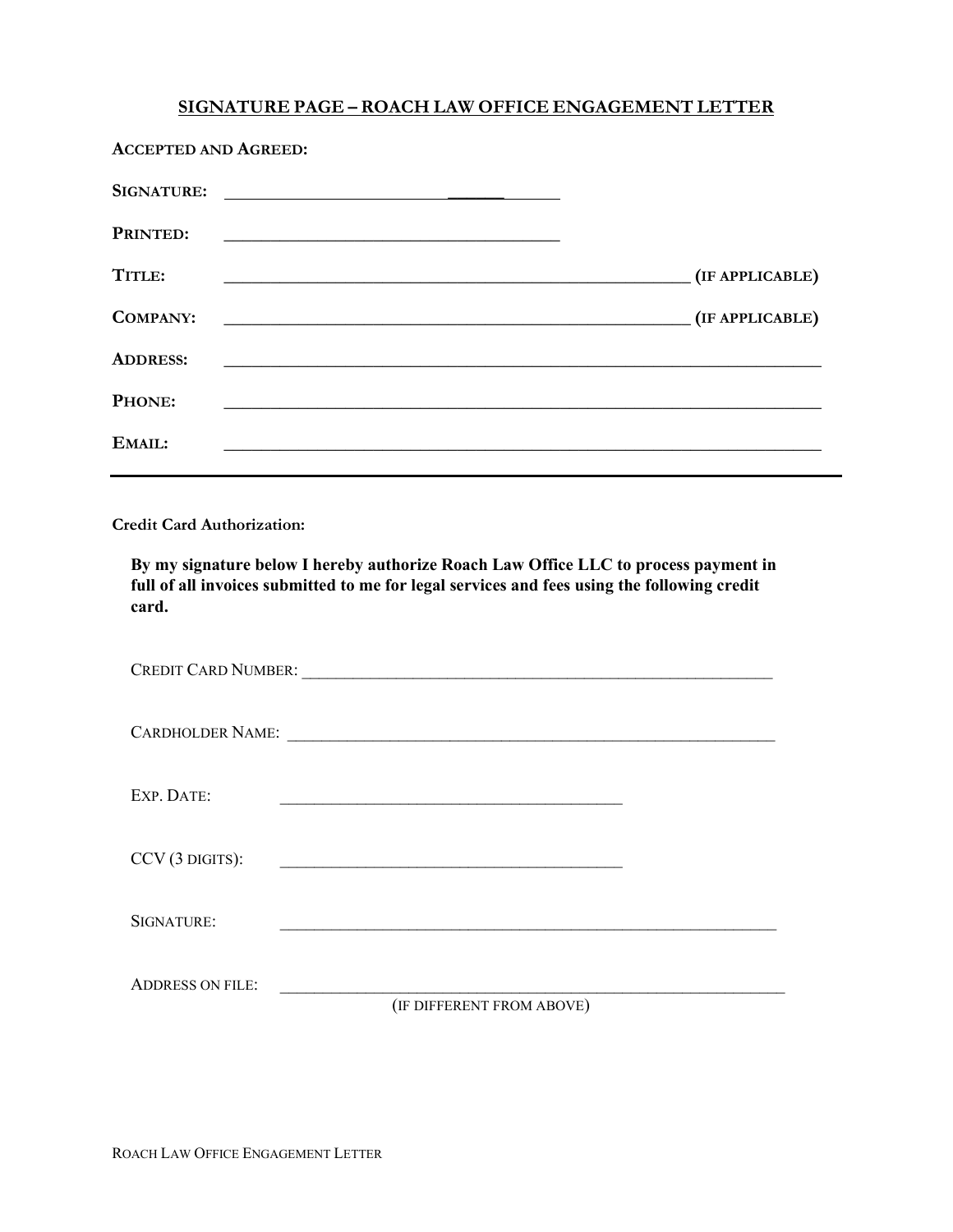## SIGNATURE PAGE – ROACH LAW OFFICE ENGAGEMENT LETTER

**ACCEPTED AND AGREED:**

**SIGNATURE:** ______________________________________

**PRINTED:** ______________________________________

**TITLE:** ______________________________________________________ **(IF APPLICABLE)**

**COMPANY:** ______________________________________________________ **(IF APPLICABLE)**

**ADDRESS:** ____________________________________________________________________

**PHONE:** ____________________________________________________________________

**EMAIL:** ____________________________________________________________________

---

**Credit Card Authorization:**

**By my signature below I hereby authorize Roach Law Office LLC to process payment in full of all invoices submitted to me for legal services and fees using the following credit card.**

CREDIT CARD NUMBER: ___________________________________________________________

CARDHOLDER NAME: ___________________________________________________________

EXP. DATE: ________________________________________

CCV (3 DIGITS): ________________________________________

SIGNATURE: ___________________________________________________________

ADDRESS ON FILE: ___________________________________________________________
(IF DIFFERENT FROM ABOVE)